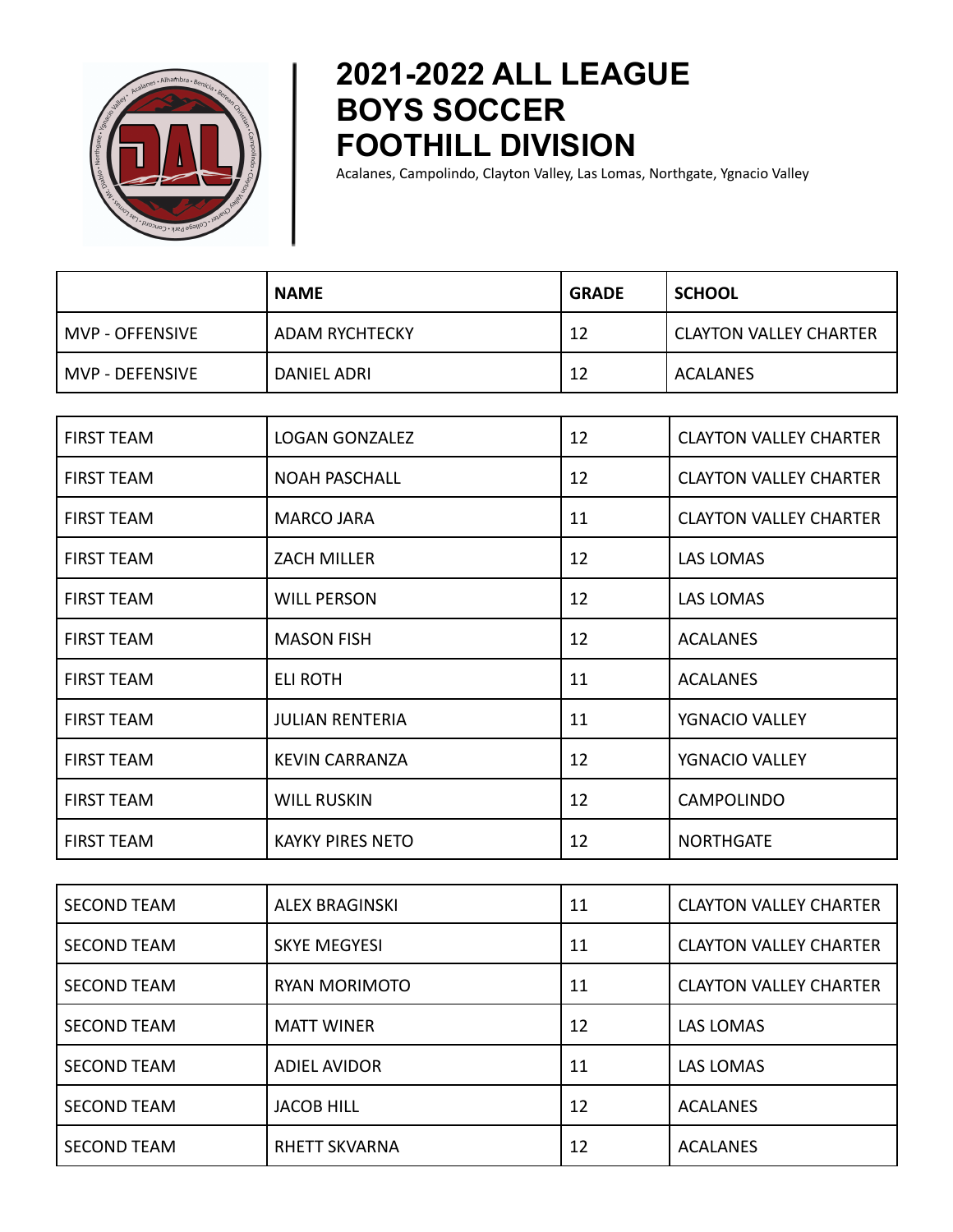# 2021-2022 ALL LEAGUE BOYS SOCCER FOOTHILL DIVISION

Acalanes, Campolindo, Clayton Valley, Las Lomas, Northgate, Ygnacio Valley

| | NAME | GRADE | SCHOOL |
|---|---|---|---|
| MVP - OFFENSIVE | ADAM RYCHTECKY | 12 | CLAYTON VALLEY CHARTER |
| MVP - DEFENSIVE | DANIEL ADRI | 12 | ACALANES |

| | | | |
|---|---|---|---|
| FIRST TEAM | LOGAN GONZALEZ | 12 | CLAYTON VALLEY CHARTER |
| FIRST TEAM | NOAH PASCHALL | 12 | CLAYTON VALLEY CHARTER |
| FIRST TEAM | MARCO JARA | 11 | CLAYTON VALLEY CHARTER |
| FIRST TEAM | ZACH MILLER | 12 | LAS LOMAS |
| FIRST TEAM | WILL PERSON | 12 | LAS LOMAS |
| FIRST TEAM | MASON FISH | 12 | ACALANES |
| FIRST TEAM | ELI ROTH | 11 | ACALANES |
| FIRST TEAM | JULIAN RENTERIA | 11 | YGNACIO VALLEY |
| FIRST TEAM | KEVIN CARRANZA | 12 | YGNACIO VALLEY |
| FIRST TEAM | WILL RUSKIN | 12 | CAMPOLINDO |
| FIRST TEAM | KAYKY PIRES NETO | 12 | NORTHGATE |

| | | | |
|---|---|---|---|
| SECOND TEAM | ALEX BRAGINSKI | 11 | CLAYTON VALLEY CHARTER |
| SECOND TEAM | SKYE MEGYESI | 11 | CLAYTON VALLEY CHARTER |
| SECOND TEAM | RYAN MORIMOTO | 11 | CLAYTON VALLEY CHARTER |
| SECOND TEAM | MATT WINER | 12 | LAS LOMAS |
| SECOND TEAM | ADIEL AVIDOR | 11 | LAS LOMAS |
| SECOND TEAM | JACOB HILL | 12 | ACALANES |
| SECOND TEAM | RHETT SKVARNA | 12 | ACALANES |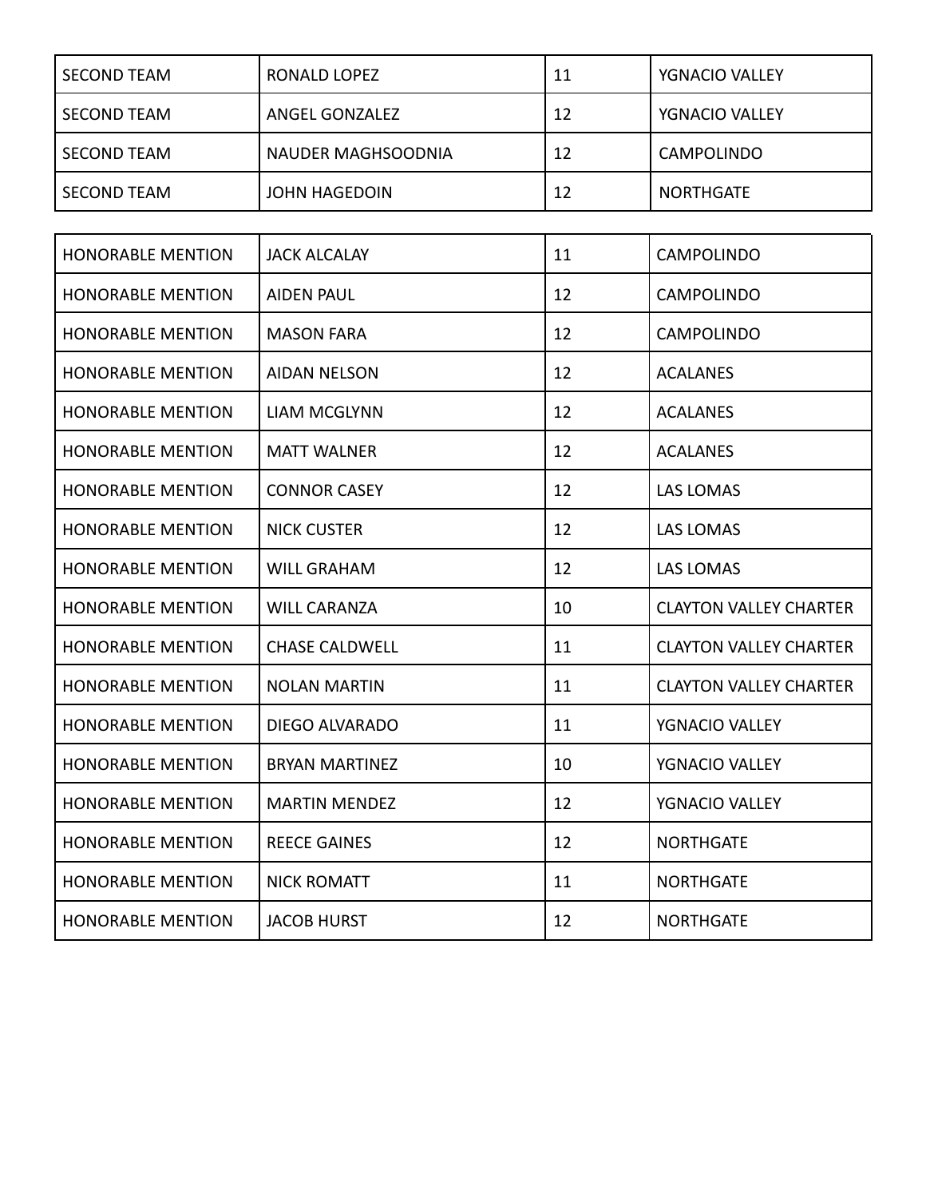| | | | |
|---|---|---|---|
| SECOND TEAM | RONALD LOPEZ | 11 | YGNACIO VALLEY |
| SECOND TEAM | ANGEL GONZALEZ | 12 | YGNACIO VALLEY |
| SECOND TEAM | NAUDER MAGHSOODNIA | 12 | CAMPOLINDO |
| SECOND TEAM | JOHN HAGEDOIN | 12 | NORTHGATE |

| | | | |
|---|---|---|---|
| HONORABLE MENTION | JACK ALCALAY | 11 | CAMPOLINDO |
| HONORABLE MENTION | AIDEN PAUL | 12 | CAMPOLINDO |
| HONORABLE MENTION | MASON FARA | 12 | CAMPOLINDO |
| HONORABLE MENTION | AIDAN NELSON | 12 | ACALANES |
| HONORABLE MENTION | LIAM MCGLYNN | 12 | ACALANES |
| HONORABLE MENTION | MATT WALNER | 12 | ACALANES |
| HONORABLE MENTION | CONNOR CASEY | 12 | LAS LOMAS |
| HONORABLE MENTION | NICK CUSTER | 12 | LAS LOMAS |
| HONORABLE MENTION | WILL GRAHAM | 12 | LAS LOMAS |
| HONORABLE MENTION | WILL CARANZA | 10 | CLAYTON VALLEY CHARTER |
| HONORABLE MENTION | CHASE CALDWELL | 11 | CLAYTON VALLEY CHARTER |
| HONORABLE MENTION | NOLAN MARTIN | 11 | CLAYTON VALLEY CHARTER |
| HONORABLE MENTION | DIEGO ALVARADO | 11 | YGNACIO VALLEY |
| HONORABLE MENTION | BRYAN MARTINEZ | 10 | YGNACIO VALLEY |
| HONORABLE MENTION | MARTIN MENDEZ | 12 | YGNACIO VALLEY |
| HONORABLE MENTION | REECE GAINES | 12 | NORTHGATE |
| HONORABLE MENTION | NICK ROMATT | 11 | NORTHGATE |
| HONORABLE MENTION | JACOB HURST | 12 | NORTHGATE |